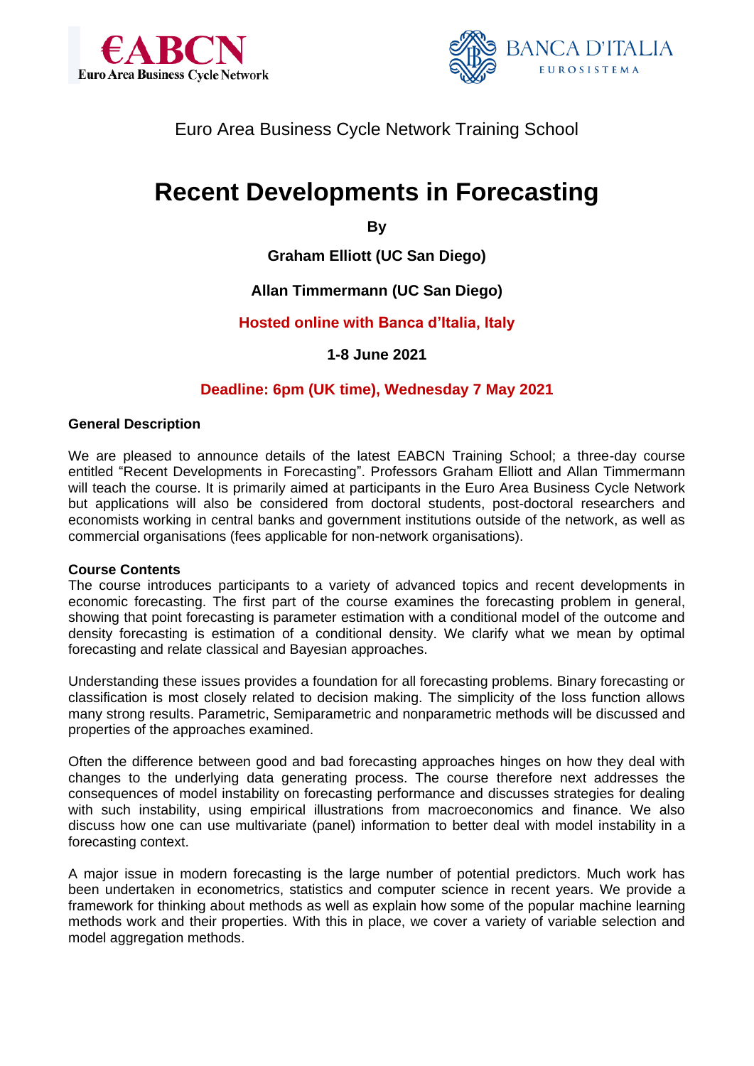€ABCN
Euro Area Business Cycle Network

BANCA D'ITALIA
EUROSISTEMA

Euro Area Business Cycle Network Training School

# Recent Developments in Forecasting

**By**

**Graham Elliott (UC San Diego)**

**Allan Timmermann (UC San Diego)**

**Hosted online with Banca d'Italia, Italy**

**1-8 June 2021**

**Deadline: 6pm (UK time), Wednesday 7 May 2021**

### General Description

We are pleased to announce details of the latest EABCN Training School; a three-day course entitled "Recent Developments in Forecasting". Professors Graham Elliott and Allan Timmermann will teach the course. It is primarily aimed at participants in the Euro Area Business Cycle Network but applications will also be considered from doctoral students, post-doctoral researchers and economists working in central banks and government institutions outside of the network, as well as commercial organisations (fees applicable for non-network organisations).

### Course Contents

The course introduces participants to a variety of advanced topics and recent developments in economic forecasting. The first part of the course examines the forecasting problem in general, showing that point forecasting is parameter estimation with a conditional model of the outcome and density forecasting is estimation of a conditional density. We clarify what we mean by optimal forecasting and relate classical and Bayesian approaches.

Understanding these issues provides a foundation for all forecasting problems. Binary forecasting or classification is most closely related to decision making. The simplicity of the loss function allows many strong results. Parametric, Semiparametric and nonparametric methods will be discussed and properties of the approaches examined.

Often the difference between good and bad forecasting approaches hinges on how they deal with changes to the underlying data generating process. The course therefore next addresses the consequences of model instability on forecasting performance and discusses strategies for dealing with such instability, using empirical illustrations from macroeconomics and finance. We also discuss how one can use multivariate (panel) information to better deal with model instability in a forecasting context.

A major issue in modern forecasting is the large number of potential predictors. Much work has been undertaken in econometrics, statistics and computer science in recent years. We provide a framework for thinking about methods as well as explain how some of the popular machine learning methods work and their properties. With this in place, we cover a variety of variable selection and model aggregation methods.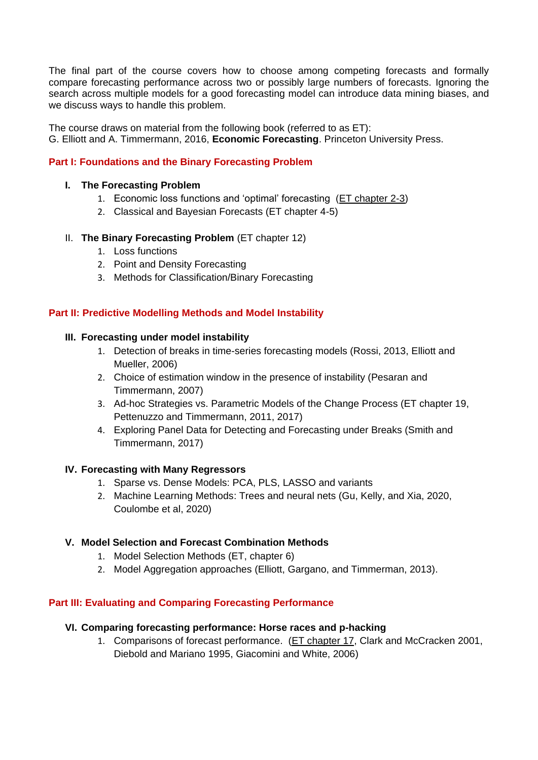The final part of the course covers how to choose among competing forecasts and formally compare forecasting performance across two or possibly large numbers of forecasts. Ignoring the search across multiple models for a good forecasting model can introduce data mining biases, and we discuss ways to handle this problem.

The course draws on material from the following book (referred to as ET):
G. Elliott and A. Timmermann, 2016, **Economic Forecasting**. Princeton University Press.

## Part I: Foundations and the Binary Forecasting Problem

### I. The Forecasting Problem

1. Economic loss functions and 'optimal' forecasting (ET chapter 2-3)
2. Classical and Bayesian Forecasts (ET chapter 4-5)

### II. The Binary Forecasting Problem (ET chapter 12)

1. Loss functions
2. Point and Density Forecasting
3. Methods for Classification/Binary Forecasting

## Part II: Predictive Modelling Methods and Model Instability

### III. Forecasting under model instability

1. Detection of breaks in time-series forecasting models (Rossi, 2013, Elliott and Mueller, 2006)
2. Choice of estimation window in the presence of instability (Pesaran and Timmermann, 2007)
3. Ad-hoc Strategies vs. Parametric Models of the Change Process (ET chapter 19, Pettenuzzo and Timmermann, 2011, 2017)
4. Exploring Panel Data for Detecting and Forecasting under Breaks (Smith and Timmermann, 2017)

### IV. Forecasting with Many Regressors

1. Sparse vs. Dense Models: PCA, PLS, LASSO and variants
2. Machine Learning Methods: Trees and neural nets (Gu, Kelly, and Xia, 2020, Coulombe et al, 2020)

### V. Model Selection and Forecast Combination Methods

1. Model Selection Methods (ET, chapter 6)
2. Model Aggregation approaches (Elliott, Gargano, and Timmerman, 2013).

## Part III: Evaluating and Comparing Forecasting Performance

### VI. Comparing forecasting performance: Horse races and p-hacking

1. Comparisons of forecast performance. (ET chapter 17, Clark and McCracken 2001, Diebold and Mariano 1995, Giacomini and White, 2006)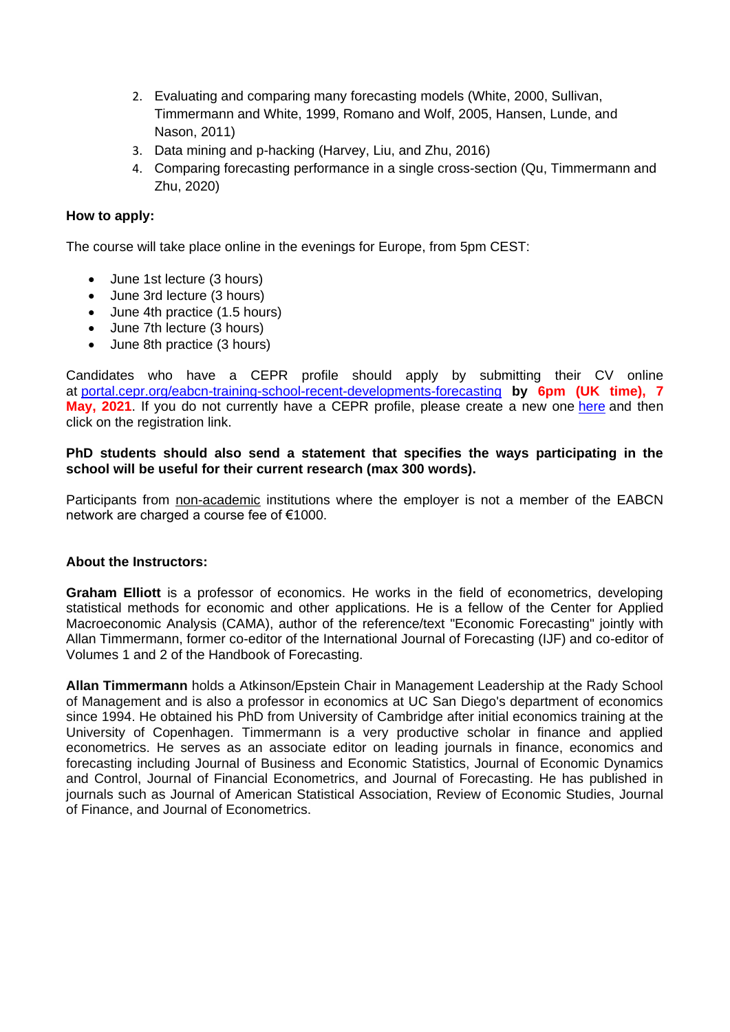2. Evaluating and comparing many forecasting models (White, 2000, Sullivan, Timmermann and White, 1999, Romano and Wolf, 2005, Hansen, Lunde, and Nason, 2011)
3. Data mining and p-hacking (Harvey, Liu, and Zhu, 2016)
4. Comparing forecasting performance in a single cross-section (Qu, Timmermann and Zhu, 2020)

**How to apply:**

The course will take place online in the evenings for Europe, from 5pm CEST:

- June 1st lecture (3 hours)
- June 3rd lecture (3 hours)
- June 4th practice (1.5 hours)
- June 7th lecture (3 hours)
- June 8th practice (3 hours)

Candidates who have a CEPR profile should apply by submitting their CV online at portal.cepr.org/eabcn-training-school-recent-developments-forecasting **by 6pm (UK time), 7 May, 2021**. If you do not currently have a CEPR profile, please create a new one here and then click on the registration link.

**PhD students should also send a statement that specifies the ways participating in the school will be useful for their current research (max 300 words).**

Participants from non-academic institutions where the employer is not a member of the EABCN network are charged a course fee of €1000.

**About the Instructors:**

**Graham Elliott** is a professor of economics. He works in the field of econometrics, developing statistical methods for economic and other applications. He is a fellow of the Center for Applied Macroeconomic Analysis (CAMA), author of the reference/text "Economic Forecasting" jointly with Allan Timmermann, former co-editor of the International Journal of Forecasting (IJF) and co-editor of Volumes 1 and 2 of the Handbook of Forecasting.

**Allan Timmermann** holds a Atkinson/Epstein Chair in Management Leadership at the Rady School of Management and is also a professor in economics at UC San Diego's department of economics since 1994. He obtained his PhD from University of Cambridge after initial economics training at the University of Copenhagen. Timmermann is a very productive scholar in finance and applied econometrics. He serves as an associate editor on leading journals in finance, economics and forecasting including Journal of Business and Economic Statistics, Journal of Economic Dynamics and Control, Journal of Financial Econometrics, and Journal of Forecasting. He has published in journals such as Journal of American Statistical Association, Review of Economic Studies, Journal of Finance, and Journal of Econometrics.